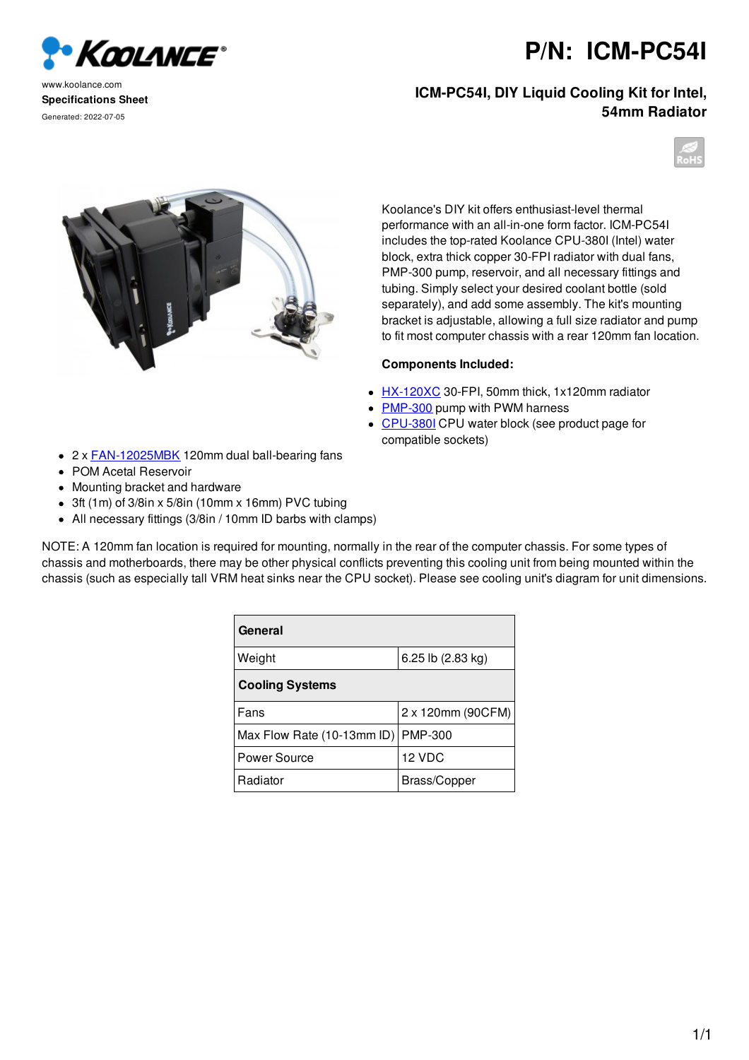www.koolance.com

**Specifications Sheet**

Generated: 2022-07-05

# P/N: ICM-PC54I

## ICM-PC54I, DIY Liquid Cooling Kit for Intel, 54mm Radiator

Koolance's DIY kit offers enthusiast-level thermal performance with an all-in-one form factor. ICM-PC54I includes the top-rated Koolance CPU-380I (Intel) water block, extra thick copper 30-FPI radiator with dual fans, PMP-300 pump, reservoir, and all necessary fittings and tubing. Simply select your desired coolant bottle (sold separately), and add some assembly. The kit's mounting bracket is adjustable, allowing a full size radiator and pump to fit most computer chassis with a rear 120mm fan location.

**Components Included:**

- HX-120XC 30-FPI, 50mm thick, 1x120mm radiator
- PMP-300 pump with PWM harness
- CPU-380I CPU water block (see product page for compatible sockets)
- 2 x FAN-12025MBK 120mm dual ball-bearing fans
- POM Acetal Reservoir
- Mounting bracket and hardware
- 3ft (1m) of 3/8in x 5/8in (10mm x 16mm) PVC tubing
- All necessary fittings (3/8in / 10mm ID barbs with clamps)

NOTE: A 120mm fan location is required for mounting, normally in the rear of the computer chassis. For some types of chassis and motherboards, there may be other physical conflicts preventing this cooling unit from being mounted within the chassis (such as especially tall VRM heat sinks near the CPU socket). Please see cooling unit's diagram for unit dimensions.

| **General** | |
|---|---|
| Weight | 6.25 lb (2.83 kg) |
| **Cooling Systems** | |
| Fans | 2 x 120mm (90CFM) |
| Max Flow Rate (10-13mm ID) | PMP-300 |
| Power Source | 12 VDC |
| Radiator | Brass/Copper |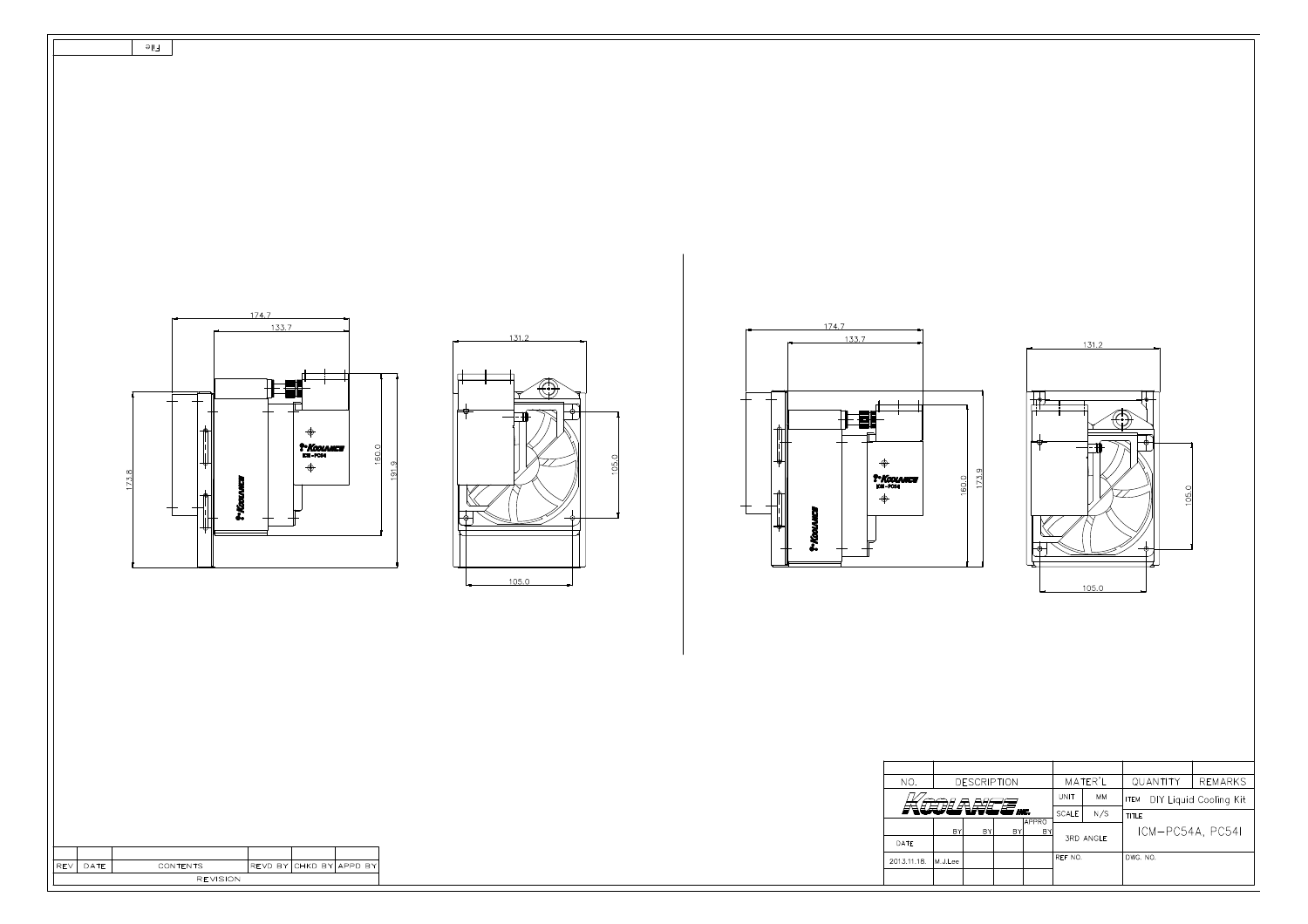File

174.7

133.7

173.8

160.0

191.9

131.2

105.0

105.0

174.7

133.7

160.0

173.9

131.2

105.0

105.0

| NO. | DESCRIPTION | MATER'L | QUANTITY | REMARKS |
|---|---|---|---|---|
| KOOLANCE INC. | | UNIT MM | ITEM DIY Liquid Cooling Kit | |
| | | SCALE N/S | TITLE ICM-PC54A, PC54I | |
| BY / BY / BY / APPRO BY | | 3RD ANGLE | | |
| DATE | | | | |
| 2013.11.18. | M.J.Lee | REF NO. | DWG. NO. | |

| REV | DATE | CONTENTS | REVD BY | CHKD BY | APPD BY |
|---|---|---|---|---|---|
| REVISION | | | | | |